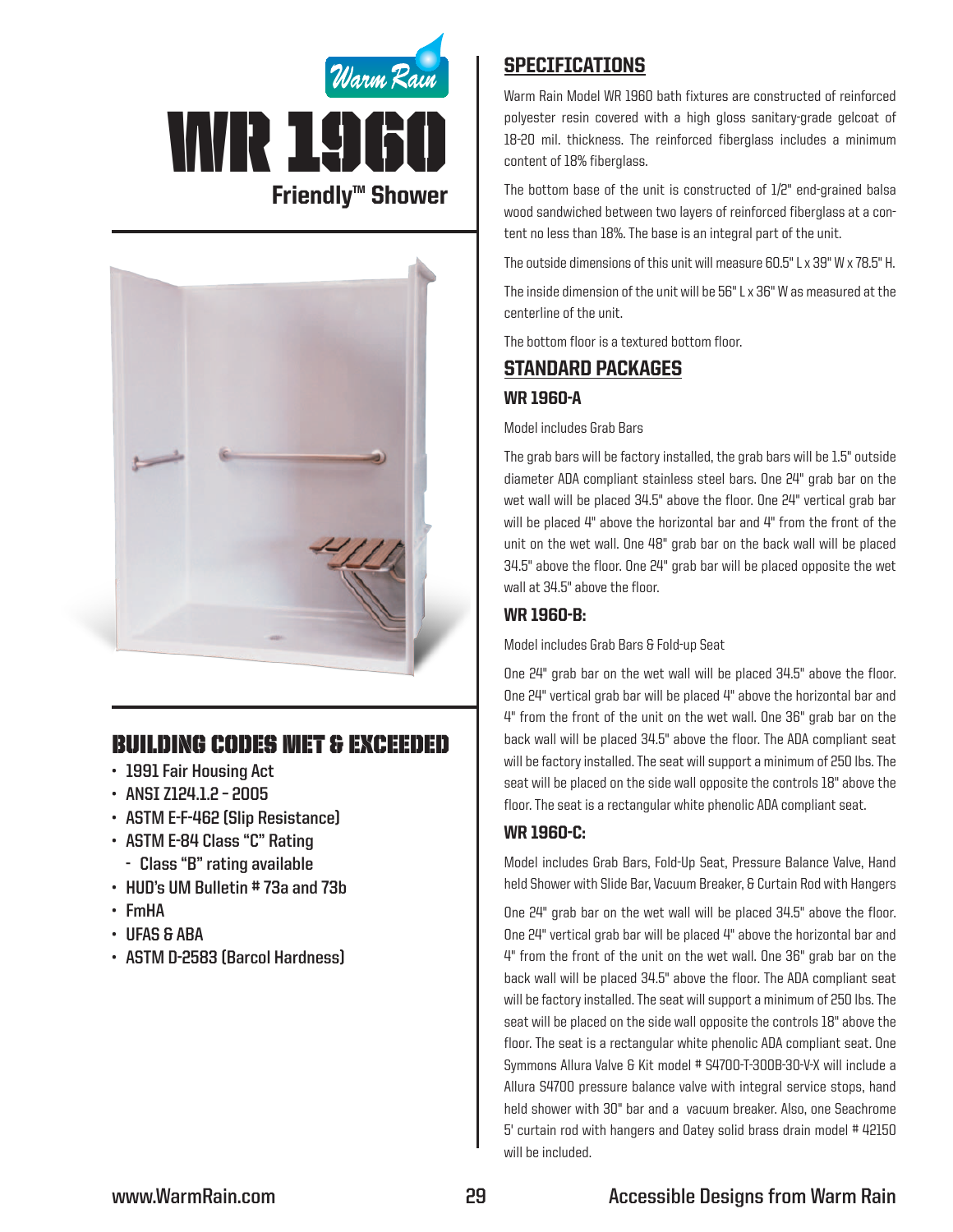Warm Rain

# WR 1960

## Friendly™ Shower

## BUILDING CODES MET & EXCEEDED

- 1991 Fair Housing Act
- ANSI Z124.1.2 – 2005
- ASTM E-F-462 (Slip Resistance)
- ASTM E-84 Class "C" Rating
  - Class "B" rating available
- HUD's UM Bulletin # 73a and 73b
- FmHA
- UFAS & ABA
- ASTM D-2583 (Barcol Hardness)

## SPECIFICATIONS

Warm Rain Model WR 1960 bath fixtures are constructed of reinforced polyester resin covered with a high gloss sanitary-grade gelcoat of 18-20 mil. thickness. The reinforced fiberglass includes a minimum content of 18% fiberglass.

The bottom base of the unit is constructed of 1/2" end-grained balsa wood sandwiched between two layers of reinforced fiberglass at a content no less than 18%. The base is an integral part of the unit.

The outside dimensions of this unit will measure 60.5" L x 39" W x 78.5" H.

The inside dimension of the unit will be 56" L x 36" W as measured at the centerline of the unit.

The bottom floor is a textured bottom floor.

## STANDARD PACKAGES

### WR 1960-A

Model includes Grab Bars

The grab bars will be factory installed, the grab bars will be 1.5" outside diameter ADA compliant stainless steel bars. One 24" grab bar on the wet wall will be placed 34.5" above the floor. One 24" vertical grab bar will be placed 4" above the horizontal bar and 4" from the front of the unit on the wet wall. One 48" grab bar on the back wall will be placed 34.5" above the floor. One 24" grab bar will be placed opposite the wet wall at 34.5" above the floor.

### WR 1960-B:

Model includes Grab Bars & Fold-up Seat

One 24" grab bar on the wet wall will be placed 34.5" above the floor. One 24" vertical grab bar will be placed 4" above the horizontal bar and 4" from the front of the unit on the wet wall. One 36" grab bar on the back wall will be placed 34.5" above the floor. The ADA compliant seat will be factory installed. The seat will support a minimum of 250 lbs. The seat will be placed on the side wall opposite the controls 18" above the floor. The seat is a rectangular white phenolic ADA compliant seat.

### WR 1960-C:

Model includes Grab Bars, Fold-Up Seat, Pressure Balance Valve, Hand held Shower with Slide Bar, Vacuum Breaker, & Curtain Rod with Hangers

One 24" grab bar on the wet wall will be placed 34.5" above the floor. One 24" vertical grab bar will be placed 4" above the horizontal bar and 4" from the front of the unit on the wet wall. One 36" grab bar on the back wall will be placed 34.5" above the floor. The ADA compliant seat will be factory installed. The seat will support a minimum of 250 lbs. The seat will be placed on the side wall opposite the controls 18" above the floor. The seat is a rectangular white phenolic ADA compliant seat. One Symmons Allura Valve & Kit model # S4700-T-300B-30-V-X will include a Allura S4700 pressure balance valve with integral service stops, hand held shower with 30" bar and a vacuum breaker. Also, one Seachrome 5' curtain rod with hangers and Oatey solid brass drain model # 42150 will be included.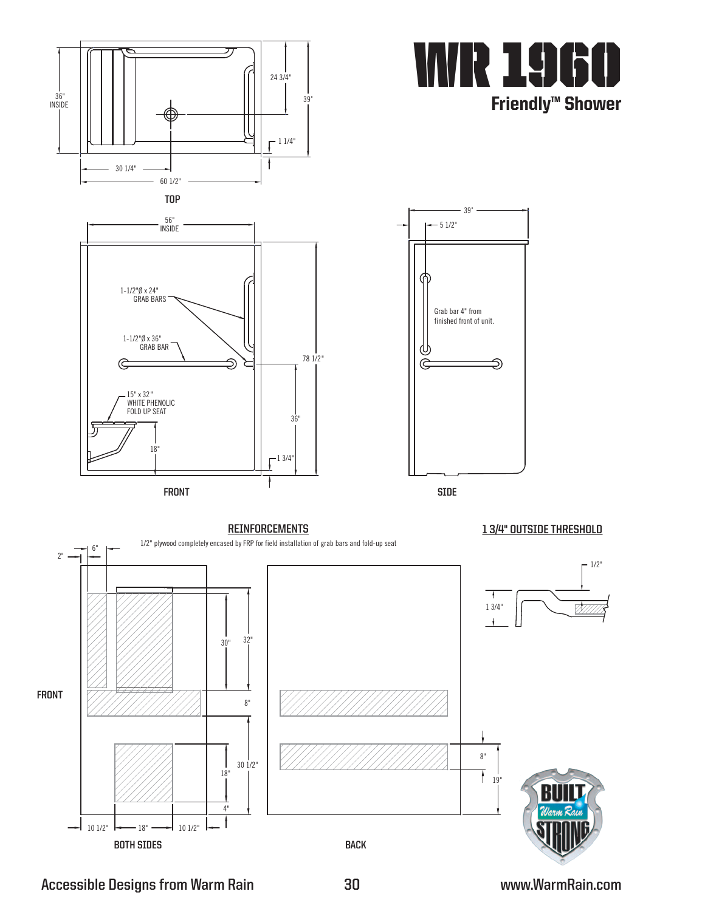# WR 1960

## Friendly™ Shower

36" INSIDE

24 3/4"

39"

1 1/4"

30 1/4"

60 1/2"

**TOP**

56" INSIDE

1-1/2"Ø x 24" GRAB BARS

1-1/2"Ø x 36" GRAB BAR

15" x 32" WHITE PHENOLIC FOLD UP SEAT

18"

78 1/2"

36"

1 3/4"

**FRONT**

39"

5 1/2"

Grab bar 4" from finished front of unit.

**SIDE**

## REINFORCEMENTS

1/2" plywood completely encased by FRP for field installation of grab bars and fold-up seat

2"

6"

30"

32"

8"

30 1/2"

18"

4"

10 1/2"

18"

10 1/2"

FRONT

**BOTH SIDES**

8"

19"

**BACK**

## 1 3/4" OUTSIDE THRESHOLD

1/2"

1 3/4"

BUILT Warm Rain STRONG

Accessible Designs from Warm Rain

www.WarmRain.com